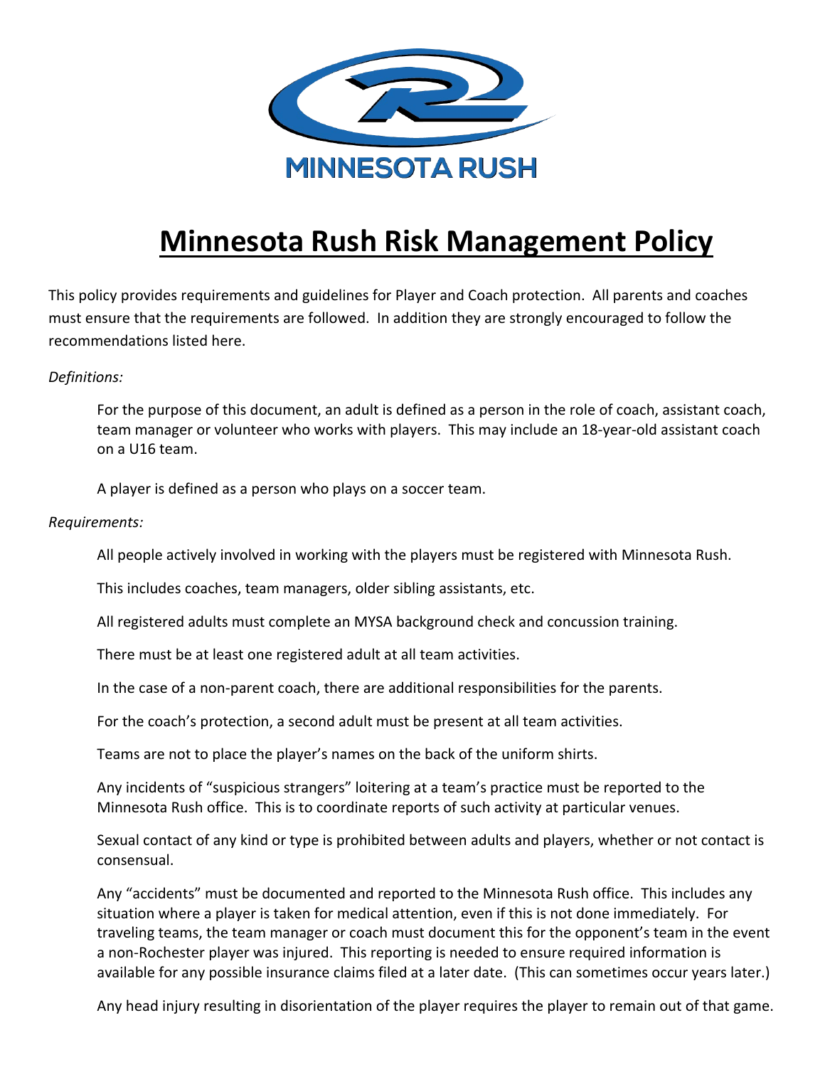MINNESOTA RUSH

# Minnesota Rush Risk Management Policy

This policy provides requirements and guidelines for Player and Coach protection. All parents and coaches must ensure that the requirements are followed. In addition they are strongly encouraged to follow the recommendations listed here.

*Definitions:*

For the purpose of this document, an adult is defined as a person in the role of coach, assistant coach, team manager or volunteer who works with players. This may include an 18-year-old assistant coach on a U16 team.

A player is defined as a person who plays on a soccer team.

*Requirements:*

All people actively involved in working with the players must be registered with Minnesota Rush.

This includes coaches, team managers, older sibling assistants, etc.

All registered adults must complete an MYSA background check and concussion training.

There must be at least one registered adult at all team activities.

In the case of a non-parent coach, there are additional responsibilities for the parents.

For the coach's protection, a second adult must be present at all team activities.

Teams are not to place the player's names on the back of the uniform shirts.

Any incidents of "suspicious strangers" loitering at a team's practice must be reported to the Minnesota Rush office. This is to coordinate reports of such activity at particular venues.

Sexual contact of any kind or type is prohibited between adults and players, whether or not contact is consensual.

Any "accidents" must be documented and reported to the Minnesota Rush office. This includes any situation where a player is taken for medical attention, even if this is not done immediately. For traveling teams, the team manager or coach must document this for the opponent's team in the event a non-Rochester player was injured. This reporting is needed to ensure required information is available for any possible insurance claims filed at a later date. (This can sometimes occur years later.)

Any head injury resulting in disorientation of the player requires the player to remain out of that game.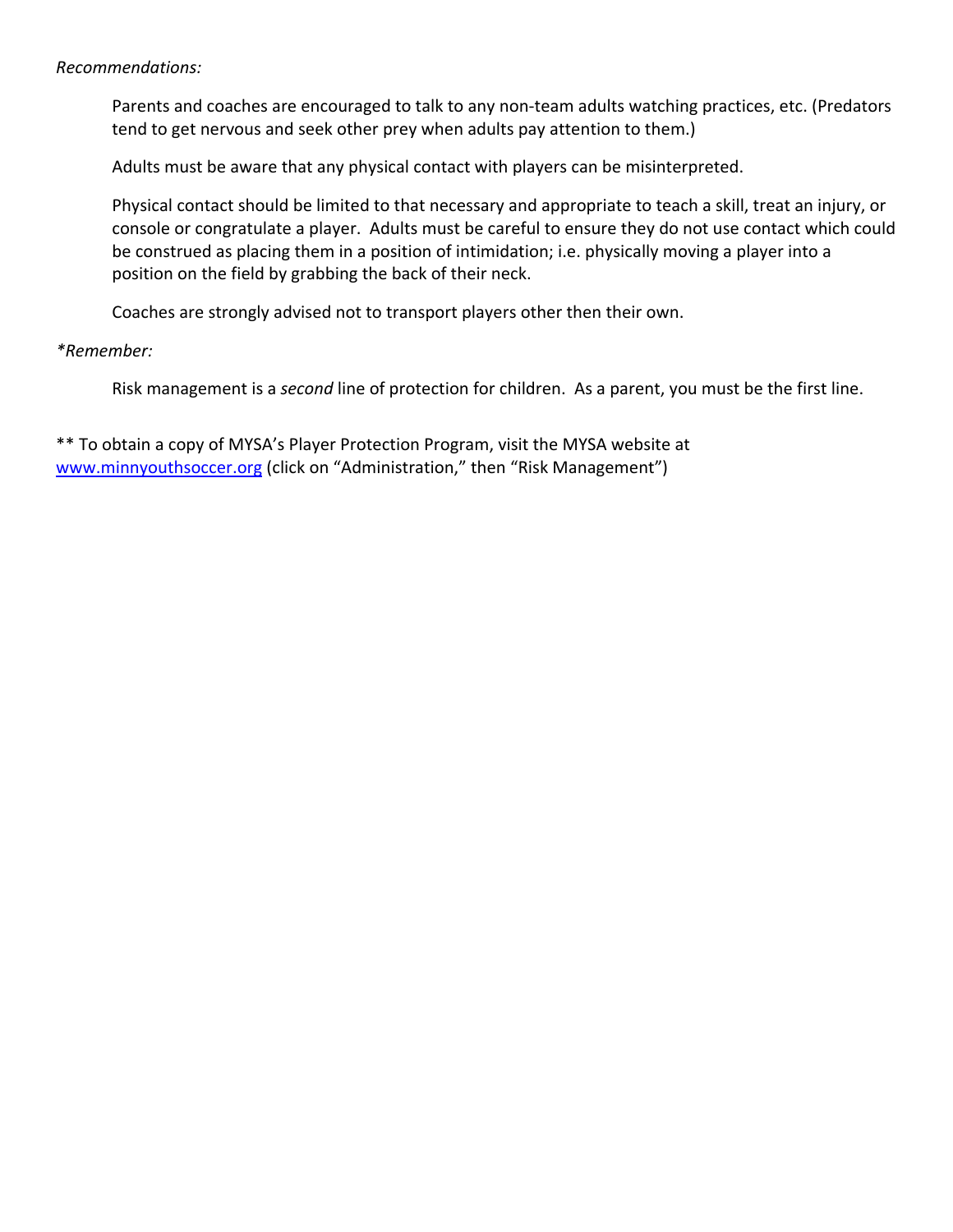*Recommendations:*

Parents and coaches are encouraged to talk to any non-team adults watching practices, etc. (Predators tend to get nervous and seek other prey when adults pay attention to them.)

Adults must be aware that any physical contact with players can be misinterpreted.

Physical contact should be limited to that necessary and appropriate to teach a skill, treat an injury, or console or congratulate a player. Adults must be careful to ensure they do not use contact which could be construed as placing them in a position of intimidation; i.e. physically moving a player into a position on the field by grabbing the back of their neck.

Coaches are strongly advised not to transport players other then their own.

*\*Remember:*

Risk management is a *second* line of protection for children. As a parent, you must be the first line.

** To obtain a copy of MYSA's Player Protection Program, visit the MYSA website at [www.minnyouthsoccer.org](http://www.minnyouthsoccer.org) (click on "Administration," then "Risk Management")